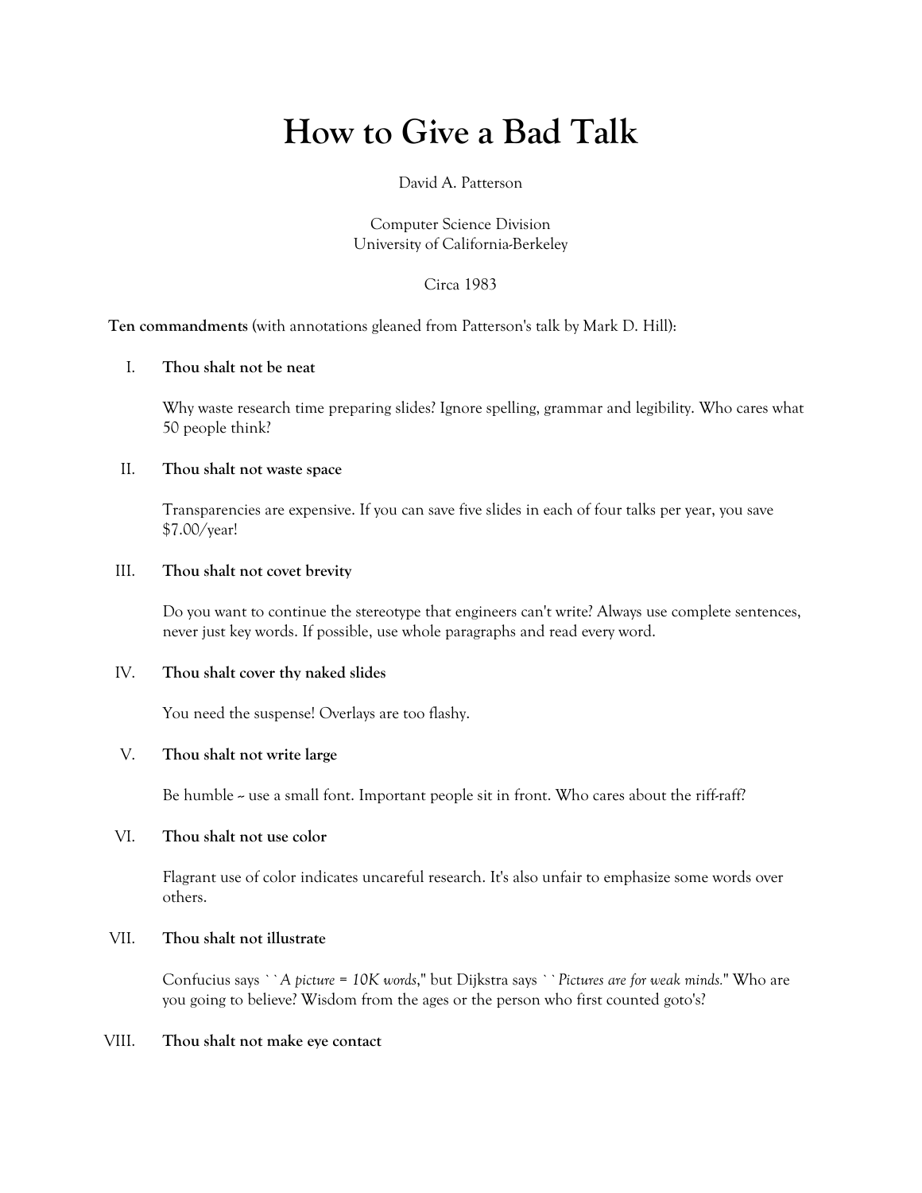# How to Give a Bad Talk

David A. Patterson

Computer Science Division
University of California-Berkeley

Circa 1983

**Ten commandments** (with annotations gleaned from Patterson's talk by Mark D. Hill):

I. **Thou shalt not be neat**

   Why waste research time preparing slides? Ignore spelling, grammar and legibility. Who cares what 50 people think?

II. **Thou shalt not waste space**

   Transparencies are expensive. If you can save five slides in each of four talks per year, you save $7.00/year!

III. **Thou shalt not covet brevity**

   Do you want to continue the stereotype that engineers can't write? Always use complete sentences, never just key words. If possible, use whole paragraphs and read every word.

IV. **Thou shalt cover thy naked slides**

   You need the suspense! Overlays are too flashy.

V. **Thou shalt not write large**

   Be humble -- use a small font. Important people sit in front. Who cares about the riff-raff?

VI. **Thou shalt not use color**

   Flagrant use of color indicates uncareful research. It's also unfair to emphasize some words over others.

VII. **Thou shalt not illustrate**

   Confucius says ``*A picture = 10K words*,'' but Dijkstra says ``*Pictures are for weak minds.*'' Who are you going to believe? Wisdom from the ages or the person who first counted goto's?

VIII. **Thou shalt not make eye contact**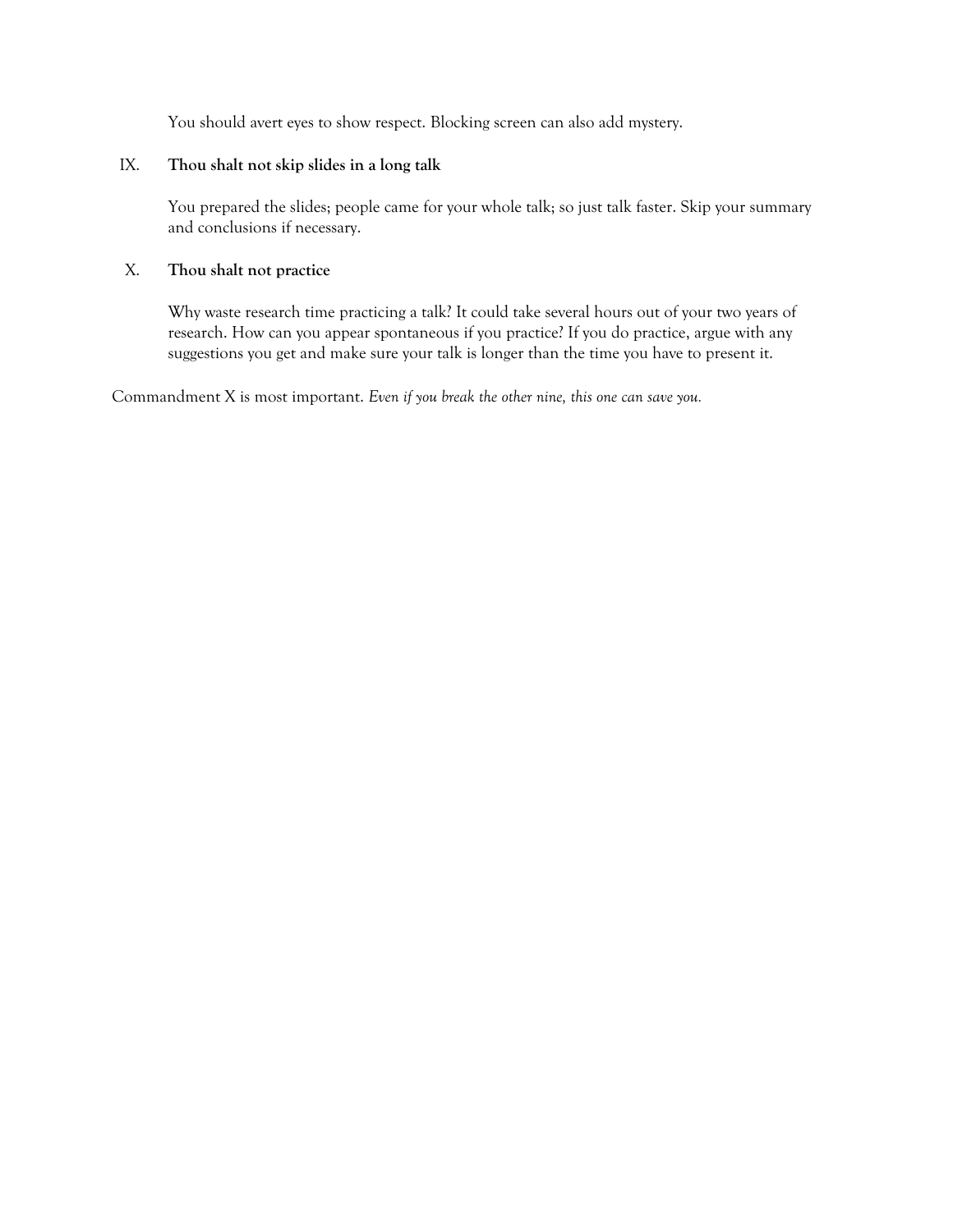You should avert eyes to show respect. Blocking screen can also add mystery.

IX. **Thou shalt not skip slides in a long talk**

You prepared the slides; people came for your whole talk; so just talk faster. Skip your summary and conclusions if necessary.

X. **Thou shalt not practice**

Why waste research time practicing a talk? It could take several hours out of your two years of research. How can you appear spontaneous if you practice? If you do practice, argue with any suggestions you get and make sure your talk is longer than the time you have to present it.

Commandment X is most important. *Even if you break the other nine, this one can save you.*